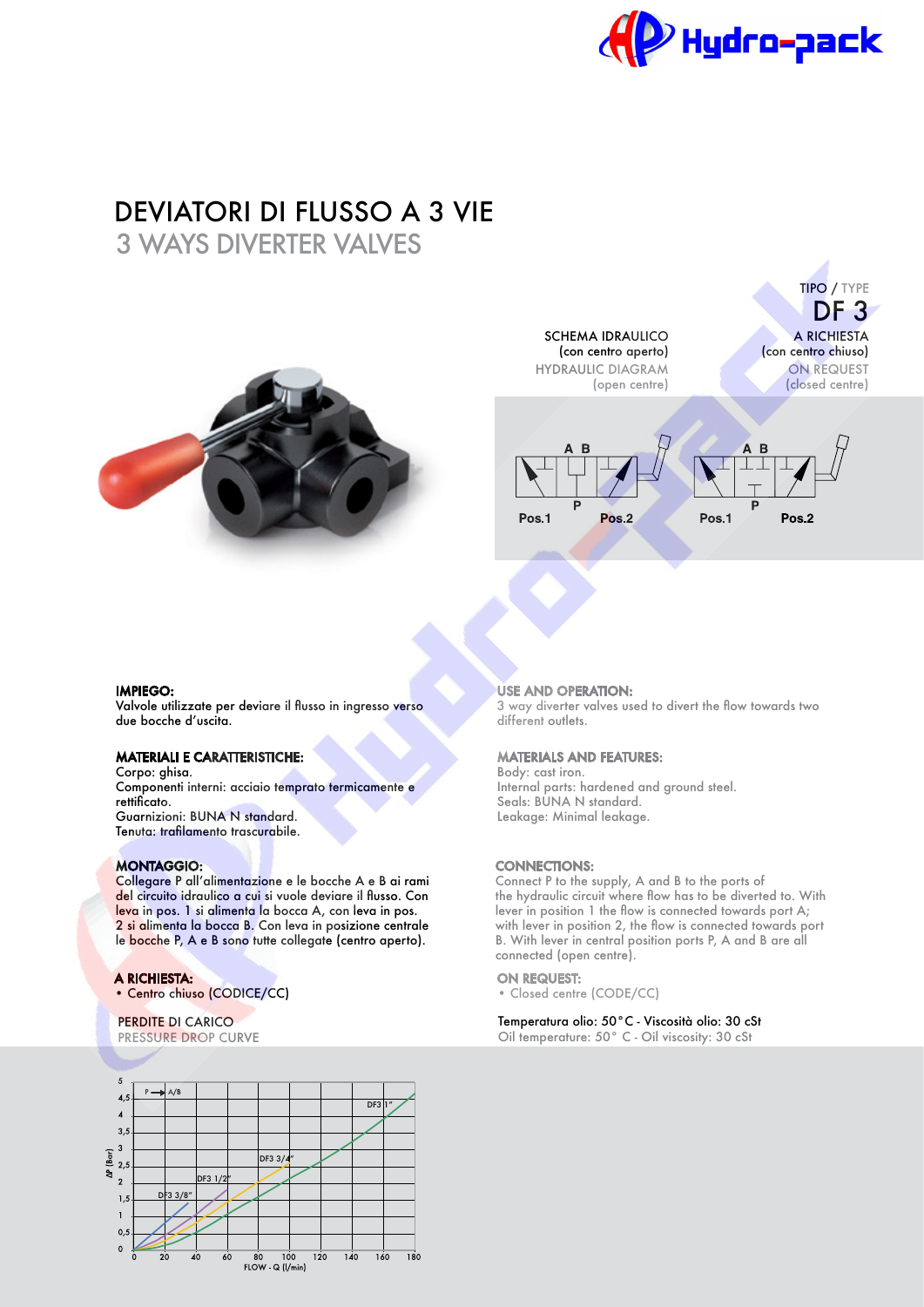# DEVIATORI DI FLUSSO A 3 VIE
## 3 WAYS DIVERTER VALVES

TIPO / TYPE
**DF 3**

SCHEMA IDRAULICO
(con centro aperto)
HYDRAULIC DIAGRAM
(open centre)

A RICHIESTA
(con centro chiuso)
ON REQUEST
(closed centre)

A B — Pos.1 — P — Pos.2 A B — Pos.1 — P — Pos.2

**IMPIEGO:**
Valvole utilizzate per deviare il flusso in ingresso verso due bocche d'uscita.

**MATERIALI E CARATTERISTICHE:**
Corpo: ghisa.
Componenti interni: acciaio temprato termicamente e rettificato.
Guarnizioni: BUNA N standard.
Tenuta: trafilamento trascurabile.

**MONTAGGIO:**
Collegare P all'alimentazione e le bocche A e B ai rami del circuito idraulico a cui si vuole deviare il flusso. Con leva in pos. 1 si alimenta la bocca A, con leva in pos. 2 si alimenta la bocca B. Con leva in posizione centrale le bocche P, A e B sono tutte collegate (centro aperto).

**A RICHIESTA:**
- Centro chiuso (CODICE/CC)

**USE AND OPERATION:**
3 way diverter valves used to divert the flow towards two different outlets.

**MATERIALS AND FEATURES:**
Body: cast iron.
Internal parts: hardened and ground steel.
Seals: BUNA N standard.
Leakage: Minimal leakage.

**CONNECTIONS:**
Connect P to the supply, A and B to the ports of the hydraulic circuit where flow has to be diverted to. With lever in position 1 the flow is connected towards port A; with lever in position 2, the flow is connected towards port B. With lever in central position ports P, A and B are all connected (open centre).

**ON REQUEST:**
- Closed centre (CODE/CC)

PERDITE DI CARICO
PRESSURE DROP CURVE

Temperatura olio: 50°C - Viscosità olio: 30 cSt
Oil temperature: 50° C - Oil viscosity: 30 cSt

(Chart: ΔP (Bar) 0–5 vs FLOW - Q (l/min) 0–180; P → A/B; curves DF3 3/8", DF3 1/2", DF3 3/4", DF3 1")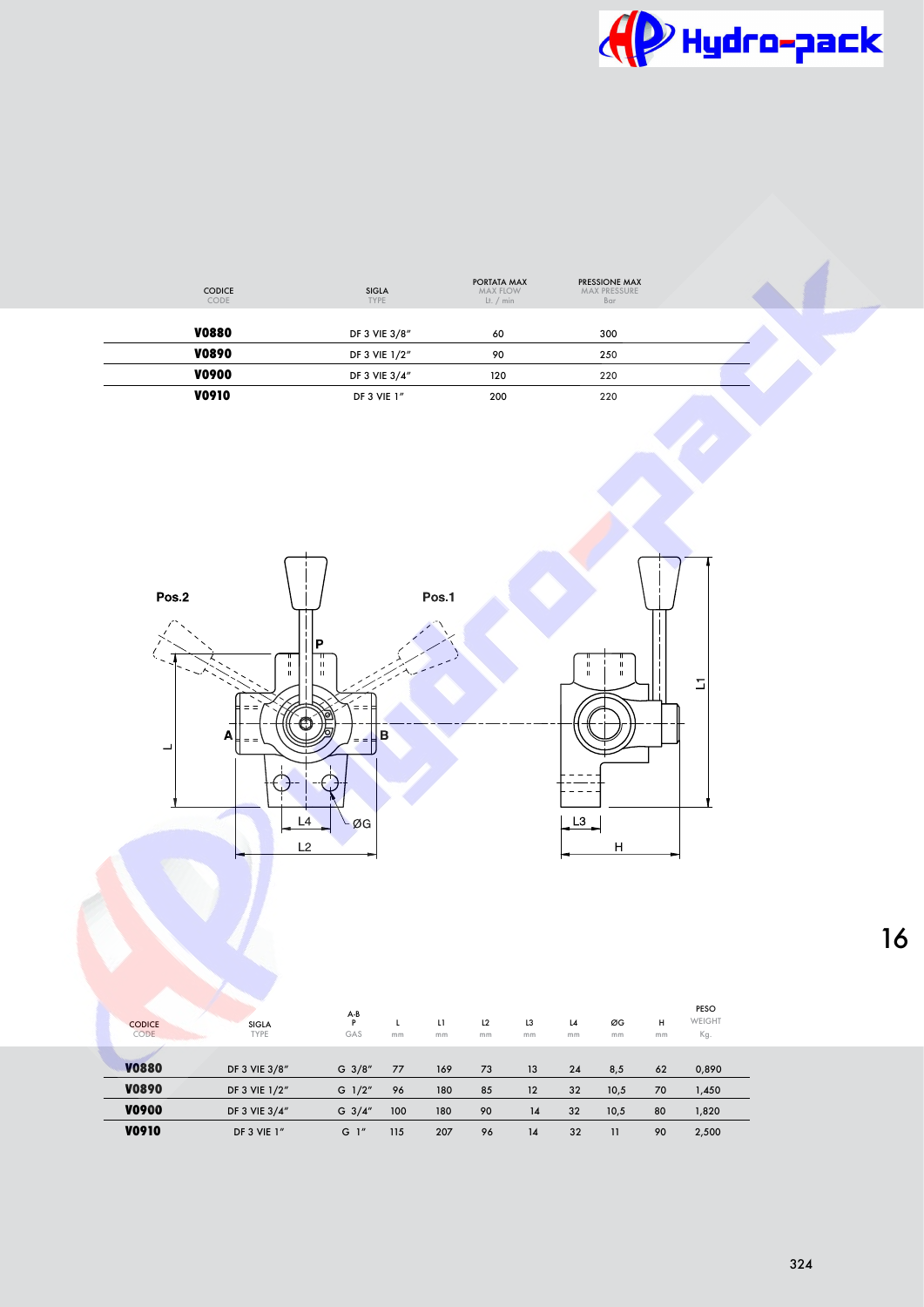| CODICE CODE | SIGLA TYPE | PORTATA MAX MAX FLOW Lt. / min | PRESSIONE MAX MAX PRESSURE Bar |
|---|---|---|---|
| **V0880** | DF 3 VIE 3/8" | 60 | 300 |
| **V0890** | DF 3 VIE 1/2" | 90 | 250 |
| **V0900** | DF 3 VIE 3/4" | 120 | 220 |
| **V0910** | DF 3 VIE 1" | 200 | 220 |

Pos.2

Pos.1

P

A

B

L

L1

L4

ØG

L2

L3

H

| CODICE CODE | SIGLA TYPE | A-B P GAS | L mm | L1 mm | L2 mm | L3 mm | L4 mm | ØG mm | H mm | PESO WEIGHT Kg. |
|---|---|---|---|---|---|---|---|---|---|---|
| **V0880** | DF 3 VIE 3/8" | G 3/8" | 77 | 169 | 73 | 13 | 24 | 8,5 | 62 | 0,890 |
| **V0890** | DF 3 VIE 1/2" | G 1/2" | 96 | 180 | 85 | 12 | 32 | 10,5 | 70 | 1,450 |
| **V0900** | DF 3 VIE 3/4" | G 3/4" | 100 | 180 | 90 | 14 | 32 | 10,5 | 80 | 1,820 |
| **V0910** | DF 3 VIE 1" | G 1" | 115 | 207 | 96 | 14 | 32 | 11 | 90 | 2,500 |